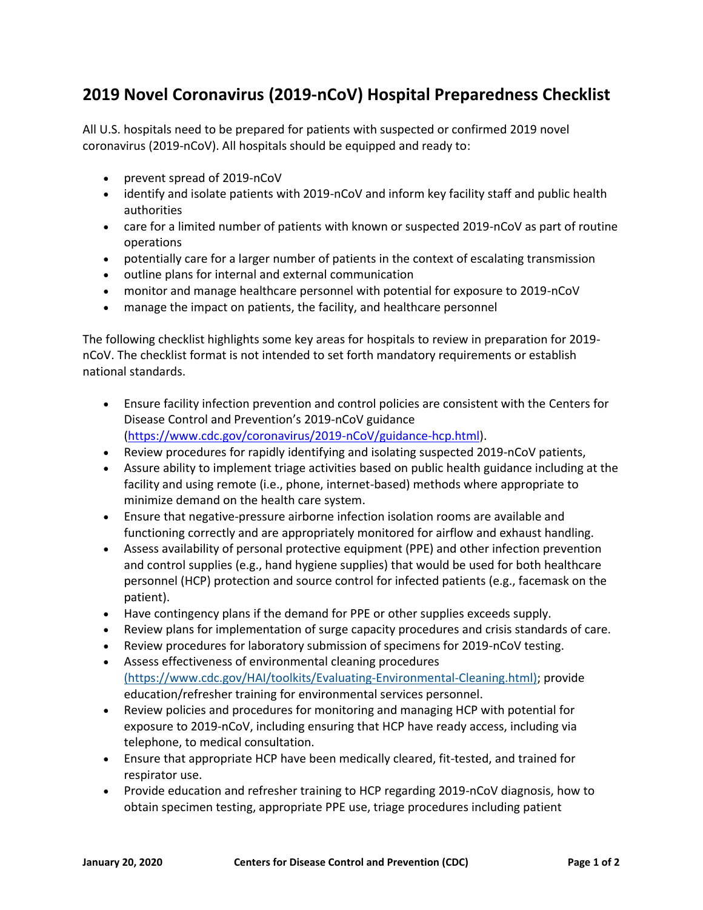# 2019 Novel Coronavirus (2019-nCoV) Hospital Preparedness Checklist

All U.S. hospitals need to be prepared for patients with suspected or confirmed 2019 novel coronavirus (2019-nCoV). All hospitals should be equipped and ready to:

- prevent spread of 2019-nCoV
- identify and isolate patients with 2019-nCoV and inform key facility staff and public health authorities
- care for a limited number of patients with known or suspected 2019-nCoV as part of routine operations
- potentially care for a larger number of patients in the context of escalating transmission
- outline plans for internal and external communication
- monitor and manage healthcare personnel with potential for exposure to 2019-nCoV
- manage the impact on patients, the facility, and healthcare personnel

The following checklist highlights some key areas for hospitals to review in preparation for 2019-nCoV. The checklist format is not intended to set forth mandatory requirements or establish national standards.

- Ensure facility infection prevention and control policies are consistent with the Centers for Disease Control and Prevention's 2019-nCoV guidance (https://www.cdc.gov/coronavirus/2019-nCoV/guidance-hcp.html).
- Review procedures for rapidly identifying and isolating suspected 2019-nCoV patients,
- Assure ability to implement triage activities based on public health guidance including at the facility and using remote (i.e., phone, internet-based) methods where appropriate to minimize demand on the health care system.
- Ensure that negative-pressure airborne infection isolation rooms are available and functioning correctly and are appropriately monitored for airflow and exhaust handling.
- Assess availability of personal protective equipment (PPE) and other infection prevention and control supplies (e.g., hand hygiene supplies) that would be used for both healthcare personnel (HCP) protection and source control for infected patients (e.g., facemask on the patient).
- Have contingency plans if the demand for PPE or other supplies exceeds supply.
- Review plans for implementation of surge capacity procedures and crisis standards of care.
- Review procedures for laboratory submission of specimens for 2019-nCoV testing.
- Assess effectiveness of environmental cleaning procedures (https://www.cdc.gov/HAI/toolkits/Evaluating-Environmental-Cleaning.html); provide education/refresher training for environmental services personnel.
- Review policies and procedures for monitoring and managing HCP with potential for exposure to 2019-nCoV, including ensuring that HCP have ready access, including via telephone, to medical consultation.
- Ensure that appropriate HCP have been medically cleared, fit-tested, and trained for respirator use.
- Provide education and refresher training to HCP regarding 2019-nCoV diagnosis, how to obtain specimen testing, appropriate PPE use, triage procedures including patient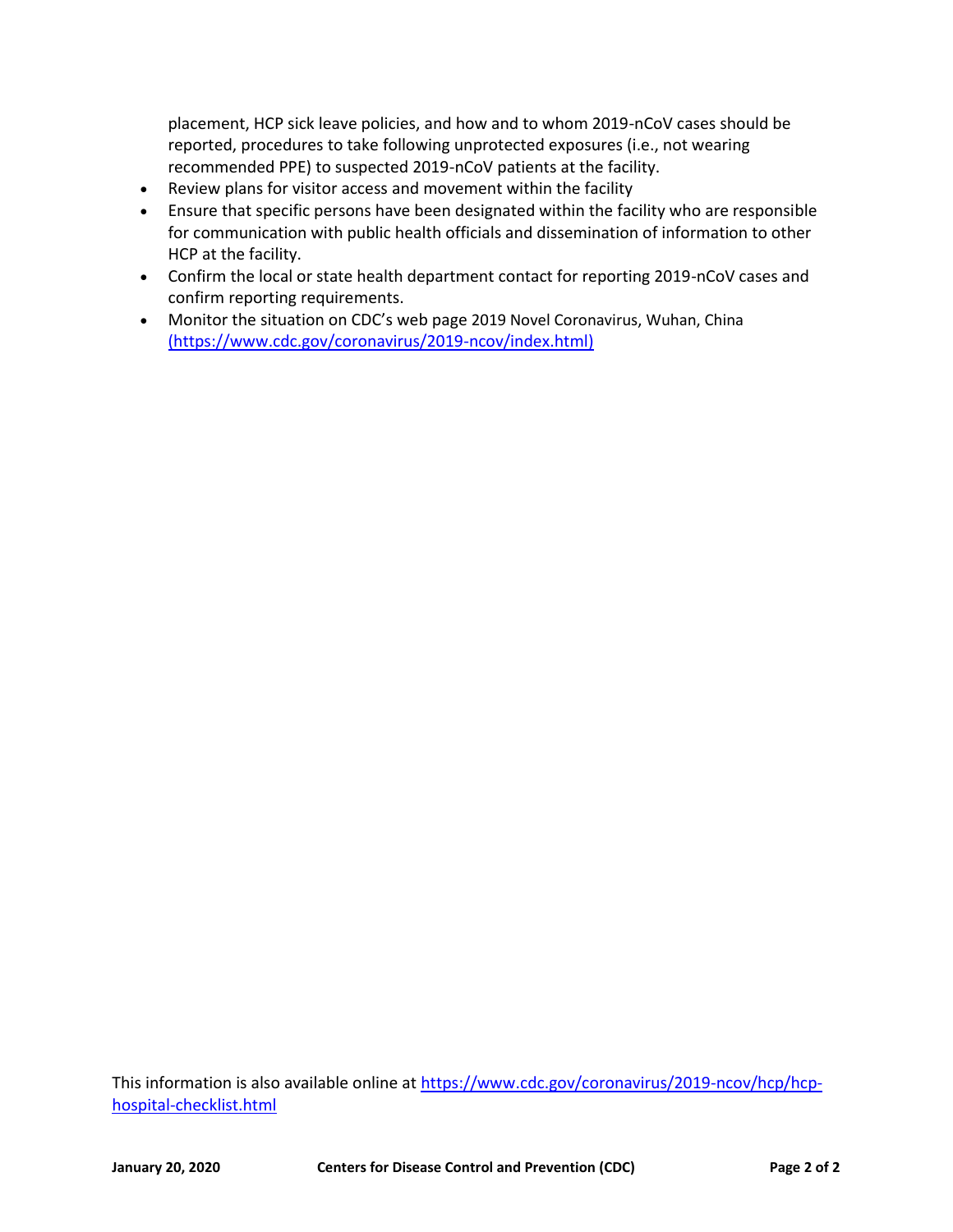placement, HCP sick leave policies, and how and to whom 2019-nCoV cases should be reported, procedures to take following unprotected exposures (i.e., not wearing recommended PPE) to suspected 2019-nCoV patients at the facility.

- Review plans for visitor access and movement within the facility
- Ensure that specific persons have been designated within the facility who are responsible for communication with public health officials and dissemination of information to other HCP at the facility.
- Confirm the local or state health department contact for reporting 2019-nCoV cases and confirm reporting requirements.
- Monitor the situation on CDC's web page 2019 Novel Coronavirus, Wuhan, China (https://www.cdc.gov/coronavirus/2019-ncov/index.html)

This information is also available online at https://www.cdc.gov/coronavirus/2019-ncov/hcp/hcp-hospital-checklist.html